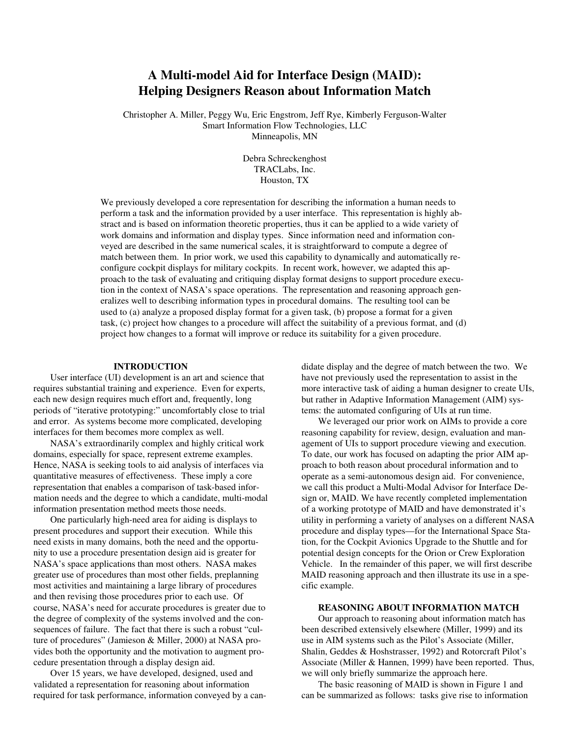# A Multi-model Aid for Interface Design (MAID): Helping Designers Reason about Information Match

Christopher A. Miller, Peggy Wu, Eric Engstrom, Jeff Rye, Kimberly Ferguson-Walter
Smart Information Flow Technologies, LLC
Minneapolis, MN

Debra Schreckenghost
TRACLabs, Inc.
Houston, TX

We previously developed a core representation for describing the information a human needs to perform a task and the information provided by a user interface. This representation is highly abstract and is based on information theoretic properties, thus it can be applied to a wide variety of work domains and information and display types. Since information need and information conveyed are described in the same numerical scales, it is straightforward to compute a degree of match between them. In prior work, we used this capability to dynamically and automatically reconfigure cockpit displays for military cockpits. In recent work, however, we adapted this approach to the task of evaluating and critiquing display format designs to support procedure execution in the context of NASA's space operations. The representation and reasoning approach generalizes well to describing information types in procedural domains. The resulting tool can be used to (a) analyze a proposed display format for a given task, (b) propose a format for a given task, (c) project how changes to a procedure will affect the suitability of a previous format, and (d) project how changes to a format will improve or reduce its suitability for a given procedure.

## INTRODUCTION

User interface (UI) development is an art and science that requires substantial training and experience. Even for experts, each new design requires much effort and, frequently, long periods of "iterative prototyping:" uncomfortably close to trial and error. As systems become more complicated, developing interfaces for them becomes more complex as well.

NASA's extraordinarily complex and highly critical work domains, especially for space, represent extreme examples. Hence, NASA is seeking tools to aid analysis of interfaces via quantitative measures of effectiveness. These imply a core representation that enables a comparison of task-based information needs and the degree to which a candidate, multi-modal information presentation method meets those needs.

One particularly high-need area for aiding is displays to present procedures and support their execution. While this need exists in many domains, both the need and the opportunity to use a procedure presentation design aid is greater for NASA's space applications than most others. NASA makes greater use of procedures than most other fields, preplanning most activities and maintaining a large library of procedures and then revising those procedures prior to each use. Of course, NASA's need for accurate procedures is greater due to the degree of complexity of the systems involved and the consequences of failure. The fact that there is such a robust "culture of procedures" (Jamieson & Miller, 2000) at NASA provides both the opportunity and the motivation to augment procedure presentation through a display design aid.

Over 15 years, we have developed, designed, used and validated a representation for reasoning about information required for task performance, information conveyed by a candidate display and the degree of match between the two. We have not previously used the representation to assist in the more interactive task of aiding a human designer to create UIs, but rather in Adaptive Information Management (AIM) systems: the automated configuring of UIs at run time.

We leveraged our prior work on AIMs to provide a core reasoning capability for review, design, evaluation and management of UIs to support procedure viewing and execution. To date, our work has focused on adapting the prior AIM approach to both reason about procedural information and to operate as a semi-autonomous design aid. For convenience, we call this product a Multi-Modal Advisor for Interface Design or, MAID. We have recently completed implementation of a working prototype of MAID and have demonstrated it's utility in performing a variety of analyses on a different NASA procedure and display types—for the International Space Station, for the Cockpit Avionics Upgrade to the Shuttle and for potential design concepts for the Orion or Crew Exploration Vehicle. In the remainder of this paper, we will first describe MAID reasoning approach and then illustrate its use in a specific example.

## REASONING ABOUT INFORMATION MATCH

Our approach to reasoning about information match has been described extensively elsewhere (Miller, 1999) and its use in AIM systems such as the Pilot's Associate (Miller, Shalin, Geddes & Hoshstrasser, 1992) and Rotorcraft Pilot's Associate (Miller & Hannen, 1999) have been reported. Thus, we will only briefly summarize the approach here.

The basic reasoning of MAID is shown in Figure 1 and can be summarized as follows: tasks give rise to information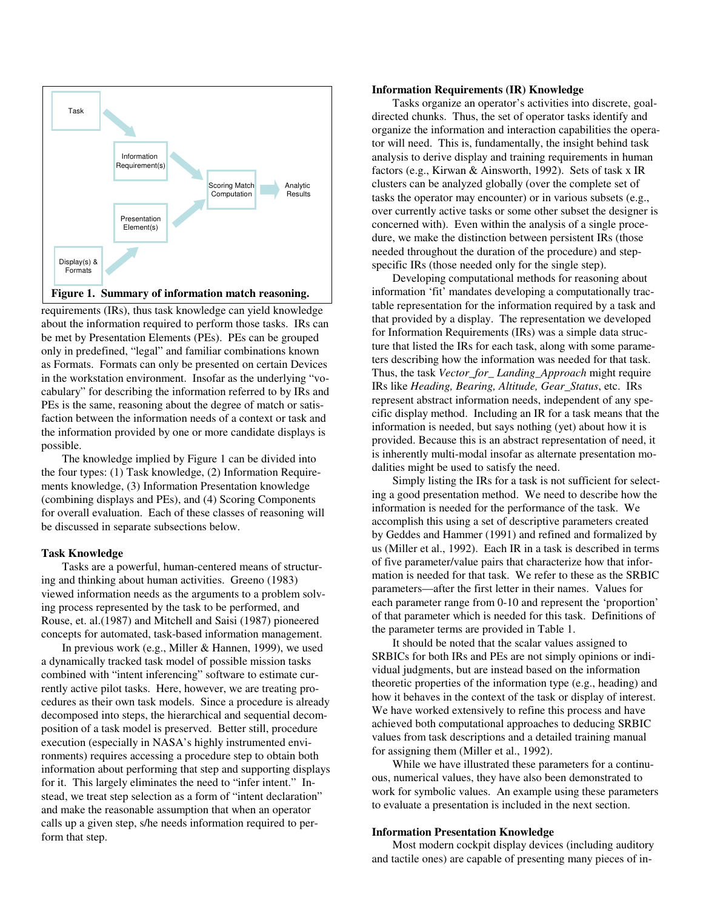Figure 1. Summary of information match reasoning.

requirements (IRs), thus task knowledge can yield knowledge about the information required to perform those tasks. IRs can be met by Presentation Elements (PEs). PEs can be grouped only in predefined, "legal" and familiar combinations known as Formats. Formats can only be presented on certain Devices in the workstation environment. Insofar as the underlying "vocabulary" for describing the information referred to by IRs and PEs is the same, reasoning about the degree of match or satisfaction between the information needs of a context or task and the information provided by one or more candidate displays is possible.

The knowledge implied by Figure 1 can be divided into the four types: (1) Task knowledge, (2) Information Requirements knowledge, (3) Information Presentation knowledge (combining displays and PEs), and (4) Scoring Components for overall evaluation. Each of these classes of reasoning will be discussed in separate subsections below.

### Task Knowledge

Tasks are a powerful, human-centered means of structuring and thinking about human activities. Greeno (1983) viewed information needs as the arguments to a problem solving process represented by the task to be performed, and Rouse, et. al.(1987) and Mitchell and Saisi (1987) pioneered concepts for automated, task-based information management.

In previous work (e.g., Miller & Hannen, 1999), we used a dynamically tracked task model of possible mission tasks combined with "intent inferencing" software to estimate currently active pilot tasks. Here, however, we are treating procedures as their own task models. Since a procedure is already decomposed into steps, the hierarchical and sequential decomposition of a task model is preserved. Better still, procedure execution (especially in NASA's highly instrumented environments) requires accessing a procedure step to obtain both information about performing that step and supporting displays for it. This largely eliminates the need to "infer intent." Instead, we treat step selection as a form of "intent declaration" and make the reasonable assumption that when an operator calls up a given step, s/he needs information required to perform that step.

### Information Requirements (IR) Knowledge

Tasks organize an operator's activities into discrete, goal-directed chunks. Thus, the set of operator tasks identify and organize the information and interaction capabilities the operator will need. This is, fundamentally, the insight behind task analysis to derive display and training requirements in human factors (e.g., Kirwan & Ainsworth, 1992). Sets of task x IR clusters can be analyzed globally (over the complete set of tasks the operator may encounter) or in various subsets (e.g., over currently active tasks or some other subset the designer is concerned with). Even within the analysis of a single procedure, we make the distinction between persistent IRs (those needed throughout the duration of the procedure) and step-specific IRs (those needed only for the single step).

Developing computational methods for reasoning about information 'fit' mandates developing a computationally tractable representation for the information required by a task and that provided by a display. The representation we developed for Information Requirements (IRs) was a simple data structure that listed the IRs for each task, along with some parameters describing how the information was needed for that task. Thus, the task *Vector_for_ Landing_Approach* might require IRs like *Heading, Bearing, Altitude, Gear_Status*, etc. IRs represent abstract information needs, independent of any specific display method. Including an IR for a task means that the information is needed, but says nothing (yet) about how it is provided. Because this is an abstract representation of need, it is inherently multi-modal insofar as alternate presentation modalities might be used to satisfy the need.

Simply listing the IRs for a task is not sufficient for selecting a good presentation method. We need to describe how the information is needed for the performance of the task. We accomplish this using a set of descriptive parameters created by Geddes and Hammer (1991) and refined and formalized by us (Miller et al., 1992). Each IR in a task is described in terms of five parameter/value pairs that characterize how that information is needed for that task. We refer to these as the SRBIC parameters—after the first letter in their names. Values for each parameter range from 0-10 and represent the 'proportion' of that parameter which is needed for this task. Definitions of the parameter terms are provided in Table 1.

It should be noted that the scalar values assigned to SRBICs for both IRs and PEs are not simply opinions or individual judgments, but are instead based on the information theoretic properties of the information type (e.g., heading) and how it behaves in the context of the task or display of interest. We have worked extensively to refine this process and have achieved both computational approaches to deducing SRBIC values from task descriptions and a detailed training manual for assigning them (Miller et al., 1992).

While we have illustrated these parameters for a continuous, numerical values, they have also been demonstrated to work for symbolic values. An example using these parameters to evaluate a presentation is included in the next section.

### Information Presentation Knowledge

Most modern cockpit display devices (including auditory and tactile ones) are capable of presenting many pieces of in-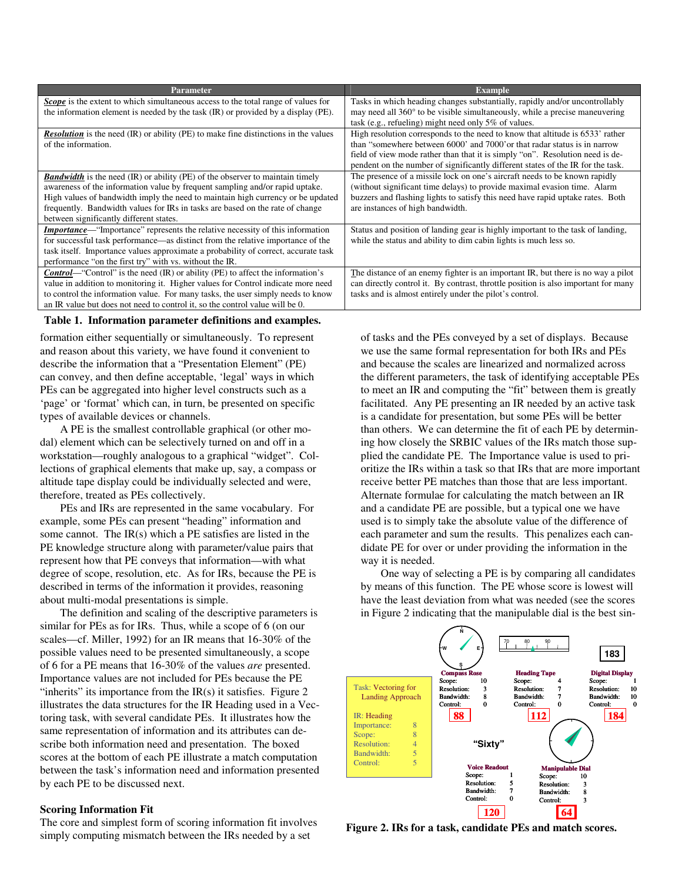| Parameter | Example |
|---|---|
| ***Scope*** is the extent to which simultaneous access to the total range of values for the information element is needed by the task (IR) or provided by a display (PE). | Tasks in which heading changes substantially, rapidly and/or uncontrollably may need all 360° to be visible simultaneously, while a precise maneuvering task (e.g., refueling) might need only 5% of values. |
| ***Resolution*** is the need (IR) or ability (PE) to make fine distinctions in the values of the information. | High resolution corresponds to the need to know that altitude is 6533' rather than "somewhere between 6000' and 7000' or that radar status is in narrow field of view mode rather than that it is simply "on". Resolution need is dependent on the number of significantly different states of the IR for the task. |
| ***Bandwidth*** is the need (IR) or ability (PE) of the observer to maintain timely awareness of the information value by frequent sampling and/or rapid uptake. High values of bandwidth imply the need to maintain high currency or be updated frequently. Bandwidth values for IRs in tasks are based on the rate of change between significantly different states. | The presence of a missile lock on one's aircraft needs to be known rapidly (without significant time delays) to provide maximal evasion time. Alarm buzzers and flashing lights to satisfy this need have rapid uptake rates. Both are instances of high bandwidth. |
| ***Importance***—"Importance" represents the relative necessity of this information for successful task performance—as distinct from the relative importance of the task itself. Importance values approximate a probability of correct, accurate task performance "on the first try" with vs. without the IR. | Status and position of landing gear is highly important to the task of landing, while the status and ability to dim cabin lights is much less so. |
| ***Control***—"Control" is the need (IR) or ability (PE) to affect the information's value in addition to monitoring it. Higher values for Control indicate more need to control the information value. For many tasks, the user simply needs to know an IR value but does not need to control it, so the control value will be 0. | The distance of an enemy fighter is an important IR, but there is no way a pilot can directly control it. By contrast, throttle position is also important for many tasks and is almost entirely under the pilot's control. |

**Table 1. Information parameter definitions and examples.**

formation either sequentially or simultaneously. To represent and reason about this variety, we have found it convenient to describe the information that a "Presentation Element" (PE) can convey, and then define acceptable, 'legal' ways in which PEs can be aggregated into higher level constructs such as a 'page' or 'format' which can, in turn, be presented on specific types of available devices or channels.

A PE is the smallest controllable graphical (or other modal) element which can be selectively turned on and off in a workstation—roughly analogous to a graphical "widget". Collections of graphical elements that make up, say, a compass or altitude tape display could be individually selected and were, therefore, treated as PEs collectively.

PEs and IRs are represented in the same vocabulary. For example, some PEs can present "heading" information and some cannot. The IR(s) which a PE satisfies are listed in the PE knowledge structure along with parameter/value pairs that represent how that PE conveys that information—with what degree of scope, resolution, etc. As for IRs, because the PE is described in terms of the information it provides, reasoning about multi-modal presentations is simple.

The definition and scaling of the descriptive parameters is similar for PEs as for IRs. Thus, while a scope of 6 (on our scales—cf. Miller, 1992) for an IR means that 16-30% of the possible values need to be presented simultaneously, a scope of 6 for a PE means that 16-30% of the values *are* presented. Importance values are not included for PEs because the PE "inherits" its importance from the IR(s) it satisfies. Figure 2 illustrates the data structures for the IR Heading used in a Vectoring task, with several candidate PEs. It illustrates how the same representation of information and its attributes can describe both information need and presentation. The boxed scores at the bottom of each PE illustrate a match computation between the task's information need and information presented by each PE to be discussed next.

### Scoring Information Fit

The core and simplest form of scoring information fit involves simply computing mismatch between the IRs needed by a set of tasks and the PEs conveyed by a set of displays. Because we use the same formal representation for both IRs and PEs and because the scales are linearized and normalized across the different parameters, the task of identifying acceptable PEs to meet an IR and computing the "fit" between them is greatly facilitated. Any PE presenting an IR needed by an active task is a candidate for presentation, but some PEs will be better than others. We can determine the fit of each PE by determining how closely the SRBIC values of the IRs match those supplied the candidate PE. The Importance value is used to prioritize the IRs within a task so that IRs that are more important receive better PE matches than those that are less important. Alternate formulae for calculating the match between an IR and a candidate PE are possible, but a typical one we have used is to simply take the absolute value of the difference of each parameter and sum the results. This penalizes each candidate PE for over or under providing the information in the way it is needed.

One way of selecting a PE is by comparing all candidates by means of this function. The PE whose score is lowest will have the least deviation from what was needed (see the scores in Figure 2 indicating that the manipulable dial is the best sin-

Task: Vectoring for Landing Approach

IR: Heading
Importance: 8
Scope: 8
Resolution: 4
Bandwidth: 5
Control: 5

| PE | Scope | Resolution | Bandwidth | Control | Score |
|---|---|---|---|---|---|
| Compass Rose | 10 | 3 | 8 | 0 | 88 |
| Heading Tape | 4 | 7 | 7 | 0 | 112 |
| Digital Display | 1 | 10 | 10 | 0 | 184 |
| Voice Readout ("Sixty") | 1 | 5 | 7 | 0 | 120 |
| Manipulable Dial | 10 | 3 | 8 | 3 | 64 |

**Figure 2. IRs for a task, candidate PEs and match scores.**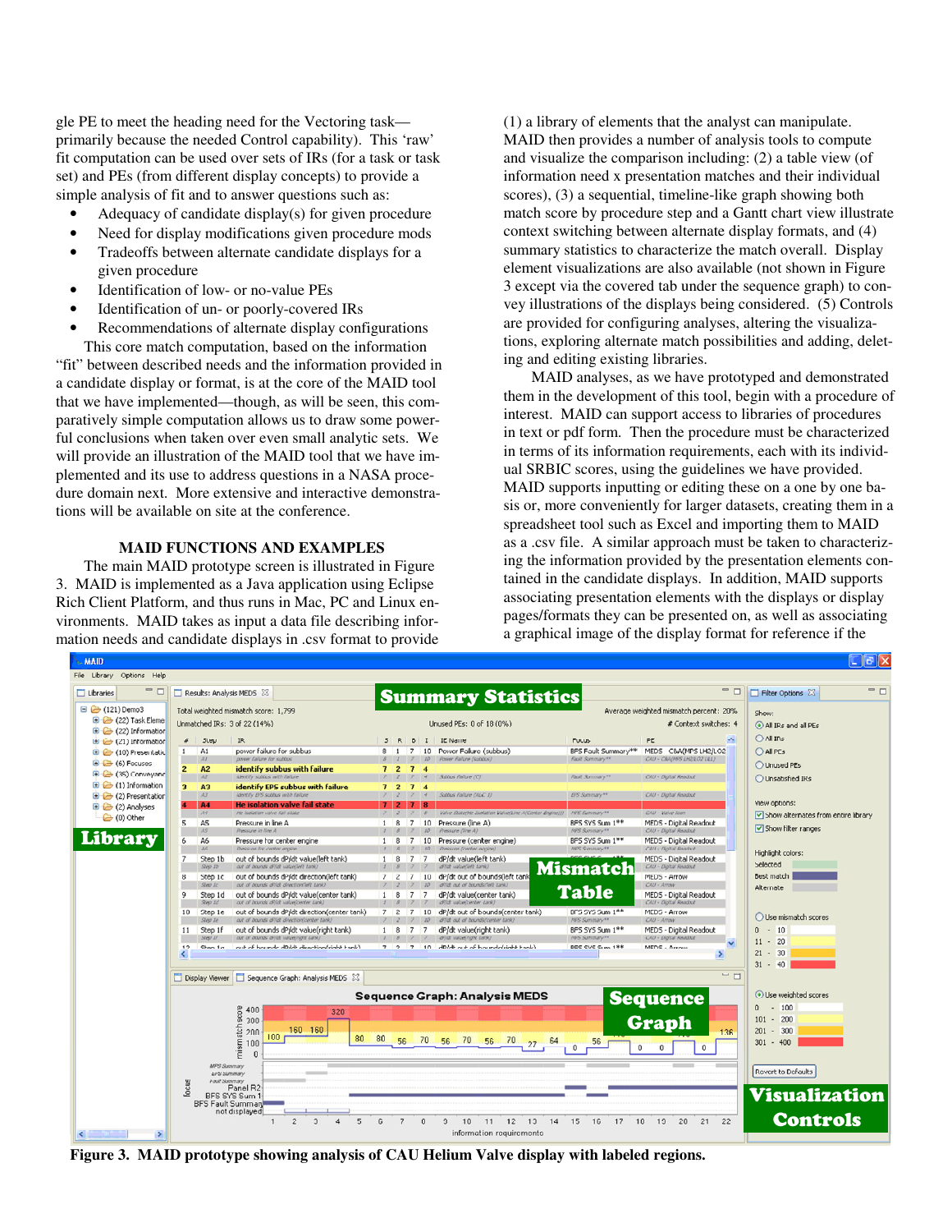gle PE to meet the heading need for the Vectoring task—primarily because the needed Control capability). This 'raw' fit computation can be used over sets of IRs (for a task or task set) and PEs (from different display concepts) to provide a simple analysis of fit and to answer questions such as:

- Adequacy of candidate display(s) for given procedure
- Need for display modifications given procedure mods
- Tradeoffs between alternate candidate displays for a given procedure
- Identification of low- or no-value PEs
- Identification of un- or poorly-covered IRs
- Recommendations of alternate display configurations

This core match computation, based on the information "fit" between described needs and the information provided in a candidate display or format, is at the core of the MAID tool that we have implemented—though, as will be seen, this comparatively simple computation allows us to draw some powerful conclusions when taken over even small analytic sets. We will provide an illustration of the MAID tool that we have implemented and its use to address questions in a NASA procedure domain next. More extensive and interactive demonstrations will be available on site at the conference.

## MAID FUNCTIONS AND EXAMPLES

The main MAID prototype screen is illustrated in Figure 3. MAID is implemented as a Java application using Eclipse Rich Client Platform, and thus runs in Mac, PC and Linux environments. MAID takes as input a data file describing information needs and candidate displays in .csv format to provide (1) a library of elements that the analyst can manipulate. MAID then provides a number of analysis tools to compute and visualize the comparison including: (2) a table view (of information need x presentation matches and their individual scores), (3) a sequential, timeline-like graph showing both match score by procedure step and a Gantt chart view illustrate context switching between alternate display formats, and (4) summary statistics to characterize the match overall. Display element visualizations are also available (not shown in Figure 3 except via the covered tab under the sequence graph) to convey illustrations of the displays being considered. (5) Controls are provided for configuring analyses, altering the visualizations, exploring alternate match possibilities and adding, deleting and editing existing libraries.

MAID analyses, as we have prototyped and demonstrated them in the development of this tool, begin with a procedure of interest. MAID can support access to libraries of procedures in text or pdf form. Then the procedure must be characterized in terms of its information requirements, each with its individual SRBIC scores, using the guidelines we have provided. MAID supports inputting or editing these on a one by one basis or, more conveniently for larger datasets, creating them in a spreadsheet tool such as Excel and importing them to MAID as a .csv file. A similar approach must be taken to characterizing the information provided by the presentation elements contained in the candidate displays. In addition, MAID supports associating presentation elements with the displays or display pages/formats they can be presented on, as well as associating a graphical image of the display format for reference if the

**Figure 3. MAID prototype showing analysis of CAU Helium Valve display with labeled regions.**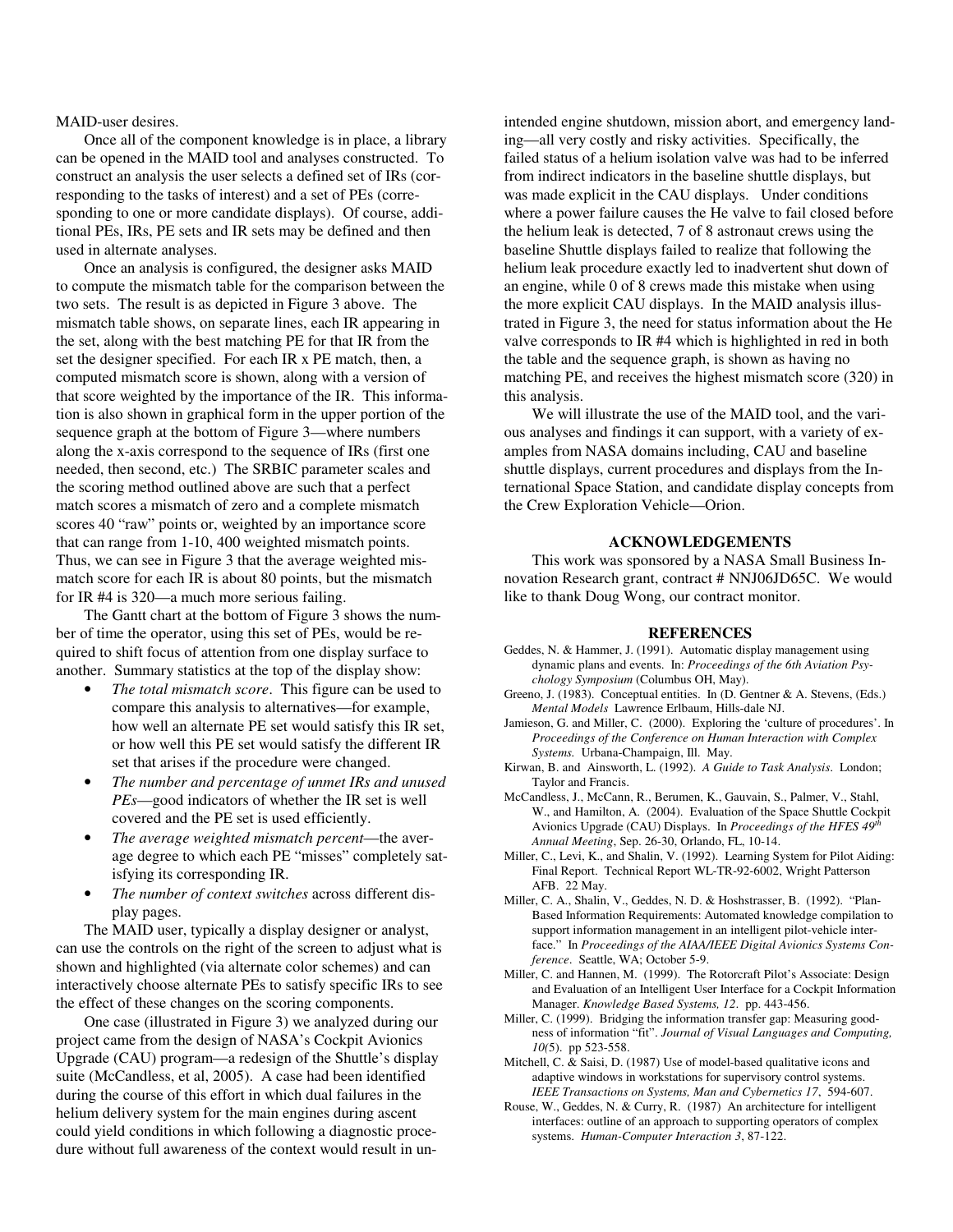MAID-user desires.

Once all of the component knowledge is in place, a library can be opened in the MAID tool and analyses constructed. To construct an analysis the user selects a defined set of IRs (corresponding to the tasks of interest) and a set of PEs (corresponding to one or more candidate displays). Of course, additional PEs, IRs, PE sets and IR sets may be defined and then used in alternate analyses.

Once an analysis is configured, the designer asks MAID to compute the mismatch table for the comparison between the two sets. The result is as depicted in Figure 3 above. The mismatch table shows, on separate lines, each IR appearing in the set, along with the best matching PE for that IR from the set the designer specified. For each IR x PE match, then, a computed mismatch score is shown, along with a version of that score weighted by the importance of the IR. This information is also shown in graphical form in the upper portion of the sequence graph at the bottom of Figure 3—where numbers along the x-axis correspond to the sequence of IRs (first one needed, then second, etc.) The SRBIC parameter scales and the scoring method outlined above are such that a perfect match scores a mismatch of zero and a complete mismatch scores 40 "raw" points or, weighted by an importance score that can range from 1-10, 400 weighted mismatch points. Thus, we can see in Figure 3 that the average weighted mismatch score for each IR is about 80 points, but the mismatch for IR #4 is 320—a much more serious failing.

The Gantt chart at the bottom of Figure 3 shows the number of time the operator, using this set of PEs, would be required to shift focus of attention from one display surface to another. Summary statistics at the top of the display show:

- *The total mismatch score*. This figure can be used to compare this analysis to alternatives—for example, how well an alternate PE set would satisfy this IR set, or how well this PE set would satisfy the different IR set that arises if the procedure were changed.
- *The number and percentage of unmet IRs and unused PEs*—good indicators of whether the IR set is well covered and the PE set is used efficiently.
- *The average weighted mismatch percent*—the average degree to which each PE "misses" completely satisfying its corresponding IR.
- *The number of context switches* across different display pages.

The MAID user, typically a display designer or analyst, can use the controls on the right of the screen to adjust what is shown and highlighted (via alternate color schemes) and can interactively choose alternate PEs to satisfy specific IRs to see the effect of these changes on the scoring components.

One case (illustrated in Figure 3) we analyzed during our project came from the design of NASA's Cockpit Avionics Upgrade (CAU) program—a redesign of the Shuttle's display suite (McCandless, et al, 2005). A case had been identified during the course of this effort in which dual failures in the helium delivery system for the main engines during ascent could yield conditions in which following a diagnostic procedure without full awareness of the context would result in unintended engine shutdown, mission abort, and emergency landing—all very costly and risky activities. Specifically, the failed status of a helium isolation valve was had to be inferred from indirect indicators in the baseline shuttle displays, but was made explicit in the CAU displays. Under conditions where a power failure causes the He valve to fail closed before the helium leak is detected, 7 of 8 astronaut crews using the baseline Shuttle displays failed to realize that following the helium leak procedure exactly led to inadvertent shut down of an engine, while 0 of 8 crews made this mistake when using the more explicit CAU displays. In the MAID analysis illustrated in Figure 3, the need for status information about the He valve corresponds to IR #4 which is highlighted in red in both the table and the sequence graph, is shown as having no matching PE, and receives the highest mismatch score (320) in this analysis.

We will illustrate the use of the MAID tool, and the various analyses and findings it can support, with a variety of examples from NASA domains including, CAU and baseline shuttle displays, current procedures and displays from the International Space Station, and candidate display concepts from the Crew Exploration Vehicle—Orion.

## ACKNOWLEDGEMENTS

This work was sponsored by a NASA Small Business Innovation Research grant, contract # NNJ06JD65C. We would like to thank Doug Wong, our contract monitor.

## REFERENCES

Geddes, N. & Hammer, J. (1991). Automatic display management using dynamic plans and events. In: *Proceedings of the 6th Aviation Psychology Symposium* (Columbus OH, May).

Greeno, J. (1983). Conceptual entities. In (D. Gentner & A. Stevens, (Eds.) *Mental Models* Lawrence Erlbaum, Hills-dale NJ.

Jamieson, G. and Miller, C. (2000). Exploring the 'culture of procedures'. In *Proceedings of the Conference on Human Interaction with Complex Systems.* Urbana-Champaign, Ill. May.

Kirwan, B. and Ainsworth, L. (1992). *A Guide to Task Analysis*. London; Taylor and Francis.

McCandless, J., McCann, R., Berumen, K., Gauvain, S., Palmer, V., Stahl, W., and Hamilton, A. (2004). Evaluation of the Space Shuttle Cockpit Avionics Upgrade (CAU) Displays. In *Proceedings of the HFES 49th Annual Meeting*, Sep. 26-30, Orlando, FL, 10-14.

Miller, C., Levi, K., and Shalin, V. (1992). Learning System for Pilot Aiding: Final Report. Technical Report WL-TR-92-6002, Wright Patterson AFB. 22 May.

Miller, C. A., Shalin, V., Geddes, N. D. & Hoshstrasser, B. (1992). "Plan-Based Information Requirements: Automated knowledge compilation to support information management in an intelligent pilot-vehicle interface." In *Proceedings of the AIAA/IEEE Digital Avionics Systems Conference*. Seattle, WA; October 5-9.

Miller, C. and Hannen, M. (1999). The Rotorcraft Pilot's Associate: Design and Evaluation of an Intelligent User Interface for a Cockpit Information Manager. *Knowledge Based Systems, 12*. pp. 443-456.

Miller, C. (1999). Bridging the information transfer gap: Measuring goodness of information "fit". *Journal of Visual Languages and Computing, 10(5)*. pp 523-558.

Mitchell, C. & Saisi, D. (1987) Use of model-based qualitative icons and adaptive windows in workstations for supervisory control systems. *IEEE Transactions on Systems, Man and Cybernetics 17*, 594-607.

Rouse, W., Geddes, N. & Curry, R. (1987) An architecture for intelligent interfaces: outline of an approach to supporting operators of complex systems. *Human-Computer Interaction 3*, 87-122.